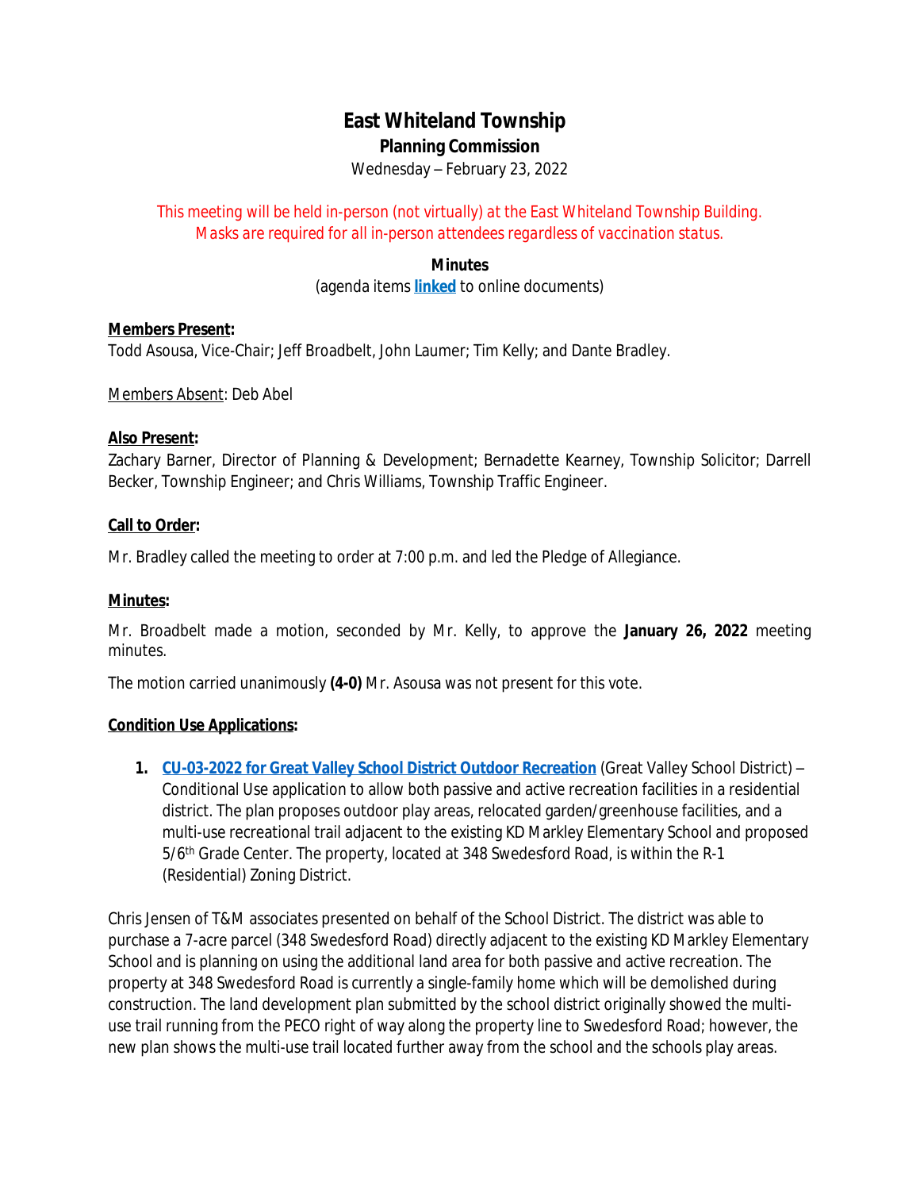# East Whiteland Township

## Planning Commission

Wednesday – February 23, 2022

This meeting will be held in-person (not virtually) at the East Whiteland Township Building. Masks are required for all in-person attendees regardless of vaccination status.

**Minutes**

(agenda items **linked** to online documents)

**Members Present:**
Todd Asousa, Vice-Chair; Jeff Broadbelt, John Laumer; Tim Kelly; and Dante Bradley.

Members Absent: Deb Abel

**Also Present:**
Zachary Barner, Director of Planning & Development; Bernadette Kearney, Township Solicitor; Darrell Becker, Township Engineer; and Chris Williams, Township Traffic Engineer.

**Call to Order:**

Mr. Bradley called the meeting to order at 7:00 p.m. and led the Pledge of Allegiance.

**Minutes:**

Mr. Broadbelt made a motion, seconded by Mr. Kelly, to approve the **January 26, 2022** meeting minutes.

The motion carried unanimously **(4-0)** Mr. Asousa was not present for this vote.

**Condition Use Applications:**

1. **CU-03-2022 for Great Valley School District Outdoor Recreation** (Great Valley School District) – Conditional Use application to allow both passive and active recreation facilities in a residential district. The plan proposes outdoor play areas, relocated garden/greenhouse facilities, and a multi-use recreational trail adjacent to the existing KD Markley Elementary School and proposed 5/6th Grade Center. The property, located at 348 Swedesford Road, is within the R-1 (Residential) Zoning District.

Chris Jensen of T&M associates presented on behalf of the School District. The district was able to purchase a 7-acre parcel (348 Swedesford Road) directly adjacent to the existing KD Markley Elementary School and is planning on using the additional land area for both passive and active recreation. The property at 348 Swedesford Road is currently a single-family home which will be demolished during construction. The land development plan submitted by the school district originally showed the multi-use trail running from the PECO right of way along the property line to Swedesford Road; however, the new plan shows the multi-use trail located further away from the school and the schools play areas.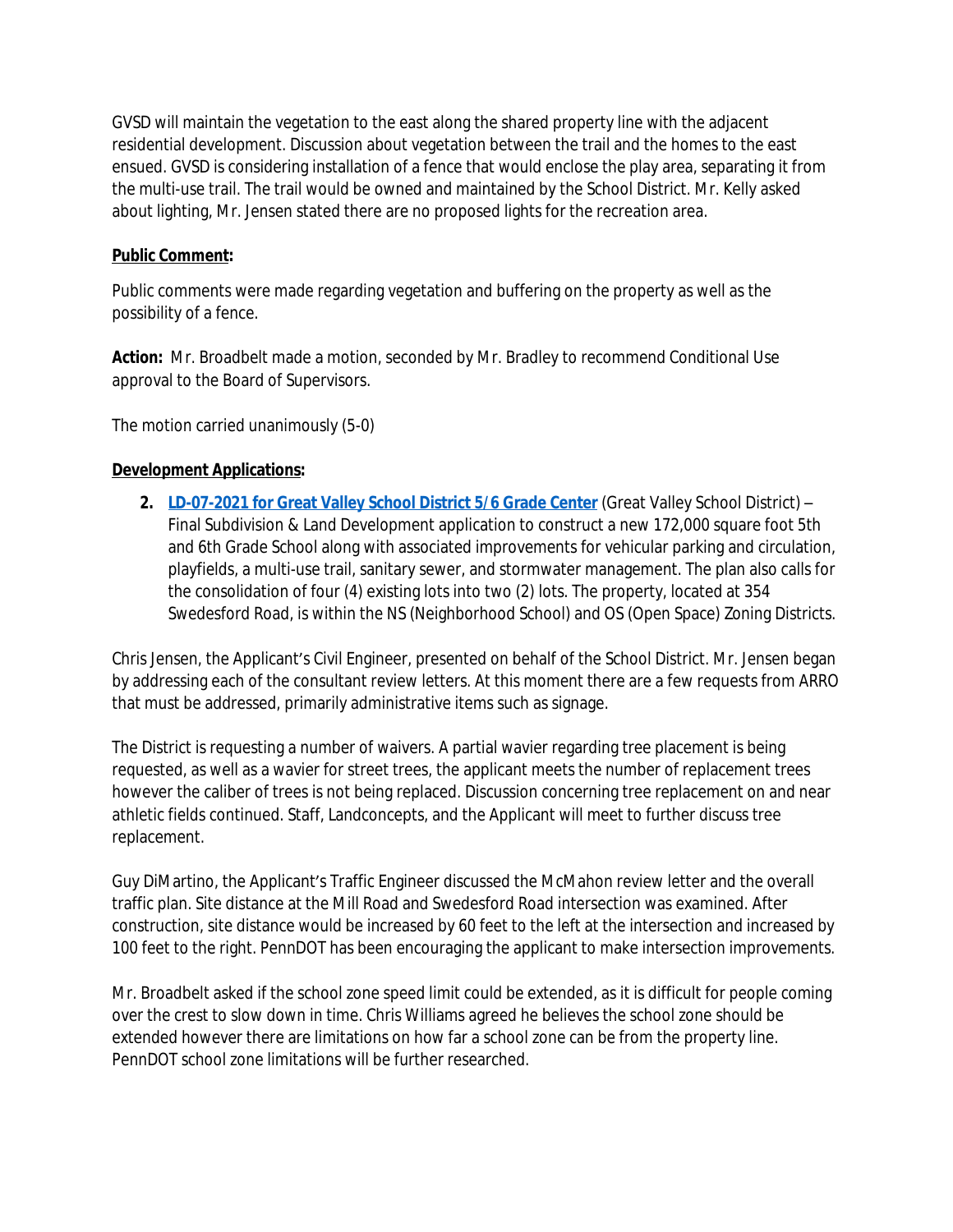GVSD will maintain the vegetation to the east along the shared property line with the adjacent residential development. Discussion about vegetation between the trail and the homes to the east ensued. GVSD is considering installation of a fence that would enclose the play area, separating it from the multi-use trail. The trail would be owned and maintained by the School District. Mr. Kelly asked about lighting, Mr. Jensen stated there are no proposed lights for the recreation area.

**Public Comment:**

Public comments were made regarding vegetation and buffering on the property as well as the possibility of a fence.

**Action:** Mr. Broadbelt made a motion, seconded by Mr. Bradley to recommend Conditional Use approval to the Board of Supervisors.

The motion carried unanimously (5-0)

**Development Applications:**

2. **LD-07-2021 for Great Valley School District 5/6 Grade Center** (Great Valley School District) – Final Subdivision & Land Development application to construct a new 172,000 square foot 5th and 6th Grade School along with associated improvements for vehicular parking and circulation, playfields, a multi-use trail, sanitary sewer, and stormwater management. The plan also calls for the consolidation of four (4) existing lots into two (2) lots. The property, located at 354 Swedesford Road, is within the NS (Neighborhood School) and OS (Open Space) Zoning Districts.

Chris Jensen, the Applicant's Civil Engineer, presented on behalf of the School District. Mr. Jensen began by addressing each of the consultant review letters. At this moment there are a few requests from ARRO that must be addressed, primarily administrative items such as signage.

The District is requesting a number of waivers. A partial wavier regarding tree placement is being requested, as well as a wavier for street trees, the applicant meets the number of replacement trees however the caliber of trees is not being replaced. Discussion concerning tree replacement on and near athletic fields continued. Staff, Landconcepts, and the Applicant will meet to further discuss tree replacement.

Guy DiMartino, the Applicant's Traffic Engineer discussed the McMahon review letter and the overall traffic plan. Site distance at the Mill Road and Swedesford Road intersection was examined. After construction, site distance would be increased by 60 feet to the left at the intersection and increased by 100 feet to the right. PennDOT has been encouraging the applicant to make intersection improvements.

Mr. Broadbelt asked if the school zone speed limit could be extended, as it is difficult for people coming over the crest to slow down in time. Chris Williams agreed he believes the school zone should be extended however there are limitations on how far a school zone can be from the property line. PennDOT school zone limitations will be further researched.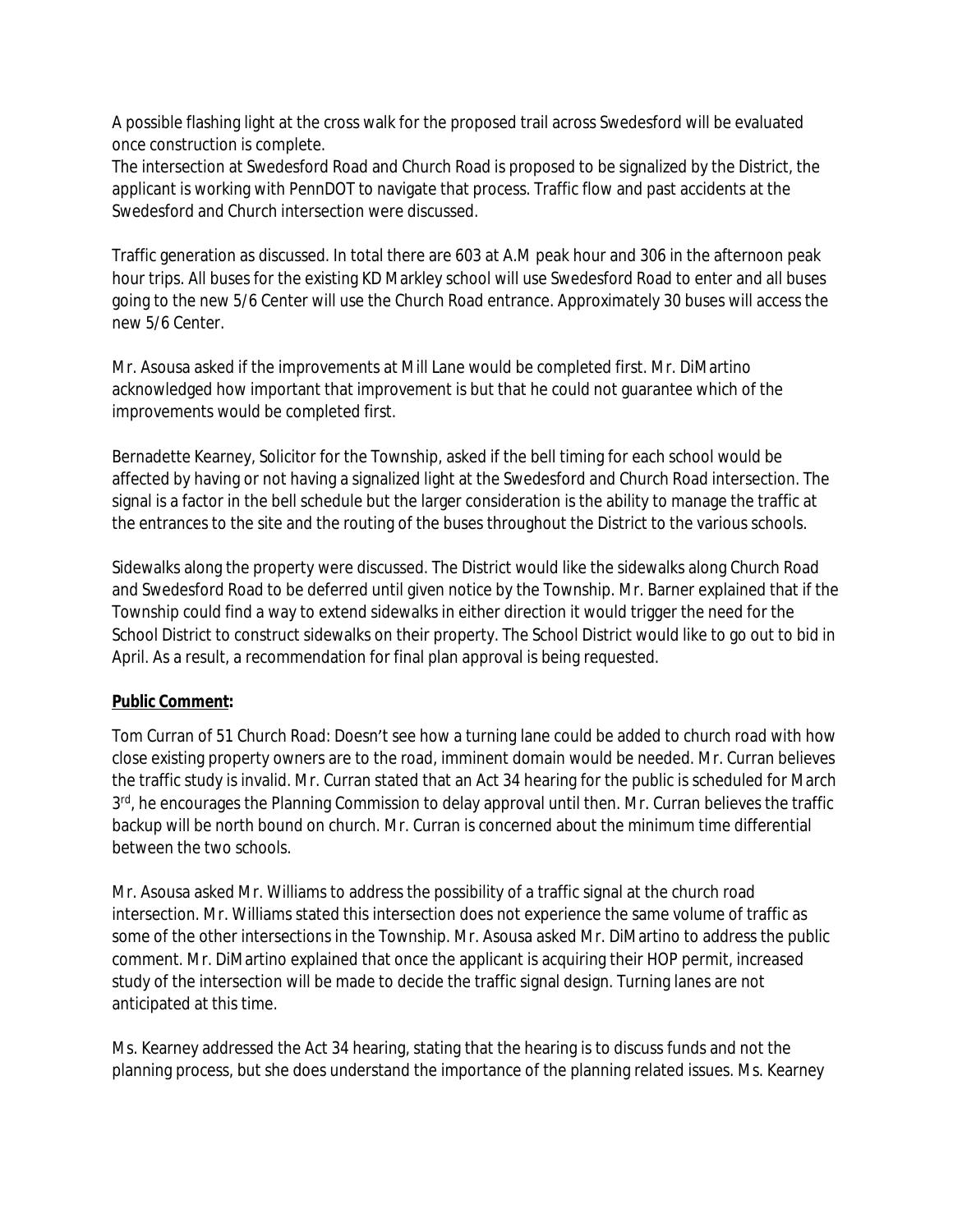A possible flashing light at the cross walk for the proposed trail across Swedesford will be evaluated once construction is complete.
The intersection at Swedesford Road and Church Road is proposed to be signalized by the District, the applicant is working with PennDOT to navigate that process. Traffic flow and past accidents at the Swedesford and Church intersection were discussed.

Traffic generation as discussed. In total there are 603 at A.M peak hour and 306 in the afternoon peak hour trips. All buses for the existing KD Markley school will use Swedesford Road to enter and all buses going to the new 5/6 Center will use the Church Road entrance. Approximately 30 buses will access the new 5/6 Center.

Mr. Asousa asked if the improvements at Mill Lane would be completed first. Mr. DiMartino acknowledged how important that improvement is but that he could not guarantee which of the improvements would be completed first.

Bernadette Kearney, Solicitor for the Township, asked if the bell timing for each school would be affected by having or not having a signalized light at the Swedesford and Church Road intersection. The signal is a factor in the bell schedule but the larger consideration is the ability to manage the traffic at the entrances to the site and the routing of the buses throughout the District to the various schools.

Sidewalks along the property were discussed. The District would like the sidewalks along Church Road and Swedesford Road to be deferred until given notice by the Township. Mr. Barner explained that if the Township could find a way to extend sidewalks in either direction it would trigger the need for the School District to construct sidewalks on their property. The School District would like to go out to bid in April. As a result, a recommendation for final plan approval is being requested.

**Public Comment:**

Tom Curran of 51 Church Road: Doesn't see how a turning lane could be added to church road with how close existing property owners are to the road, imminent domain would be needed. Mr. Curran believes the traffic study is invalid. Mr. Curran stated that an Act 34 hearing for the public is scheduled for March 3rd, he encourages the Planning Commission to delay approval until then. Mr. Curran believes the traffic backup will be north bound on church. Mr. Curran is concerned about the minimum time differential between the two schools.

Mr. Asousa asked Mr. Williams to address the possibility of a traffic signal at the church road intersection. Mr. Williams stated this intersection does not experience the same volume of traffic as some of the other intersections in the Township. Mr. Asousa asked Mr. DiMartino to address the public comment. Mr. DiMartino explained that once the applicant is acquiring their HOP permit, increased study of the intersection will be made to decide the traffic signal design. Turning lanes are not anticipated at this time.

Ms. Kearney addressed the Act 34 hearing, stating that the hearing is to discuss funds and not the planning process, but she does understand the importance of the planning related issues. Ms. Kearney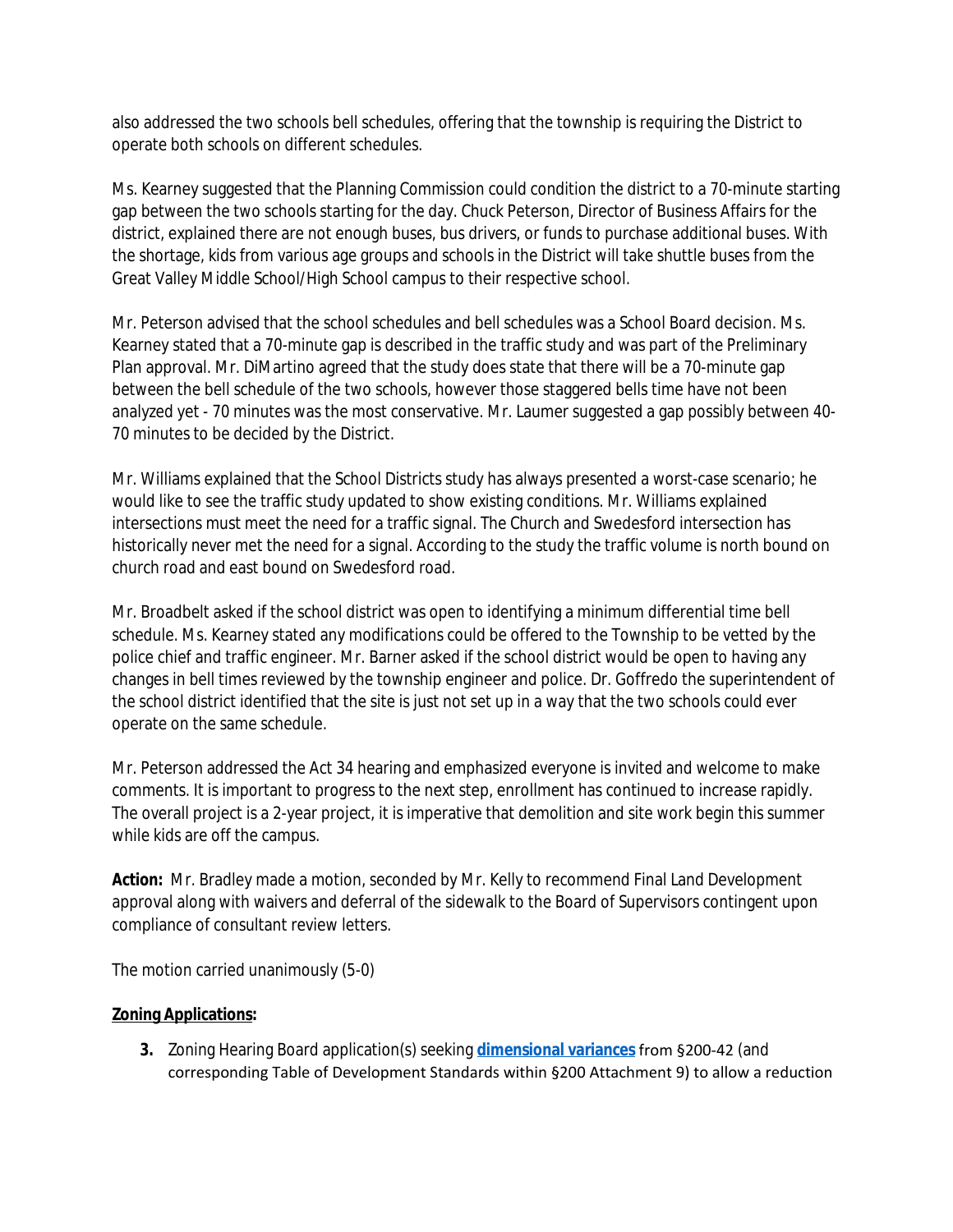also addressed the two schools bell schedules, offering that the township is requiring the District to operate both schools on different schedules.

Ms. Kearney suggested that the Planning Commission could condition the district to a 70-minute starting gap between the two schools starting for the day. Chuck Peterson, Director of Business Affairs for the district, explained there are not enough buses, bus drivers, or funds to purchase additional buses. With the shortage, kids from various age groups and schools in the District will take shuttle buses from the Great Valley Middle School/High School campus to their respective school.

Mr. Peterson advised that the school schedules and bell schedules was a School Board decision. Ms. Kearney stated that a 70-minute gap is described in the traffic study and was part of the Preliminary Plan approval. Mr. DiMartino agreed that the study does state that there will be a 70-minute gap between the bell schedule of the two schools, however those staggered bells time have not been analyzed yet - 70 minutes was the most conservative. Mr. Laumer suggested a gap possibly between 40-70 minutes to be decided by the District.

Mr. Williams explained that the School Districts study has always presented a worst-case scenario; he would like to see the traffic study updated to show existing conditions. Mr. Williams explained intersections must meet the need for a traffic signal. The Church and Swedesford intersection has historically never met the need for a signal. According to the study the traffic volume is north bound on church road and east bound on Swedesford road.

Mr. Broadbelt asked if the school district was open to identifying a minimum differential time bell schedule. Ms. Kearney stated any modifications could be offered to the Township to be vetted by the police chief and traffic engineer. Mr. Barner asked if the school district would be open to having any changes in bell times reviewed by the township engineer and police. Dr. Goffredo the superintendent of the school district identified that the site is just not set up in a way that the two schools could ever operate on the same schedule.

Mr. Peterson addressed the Act 34 hearing and emphasized everyone is invited and welcome to make comments. It is important to progress to the next step, enrollment has continued to increase rapidly. The overall project is a 2-year project, it is imperative that demolition and site work begin this summer while kids are off the campus.

**Action:** Mr. Bradley made a motion, seconded by Mr. Kelly to recommend Final Land Development approval along with waivers and deferral of the sidewalk to the Board of Supervisors contingent upon compliance of consultant review letters.

The motion carried unanimously (5-0)

**Zoning Applications:**

3. Zoning Hearing Board application(s) seeking **dimensional variances** from §200-42 (and corresponding Table of Development Standards within §200 Attachment 9) to allow a reduction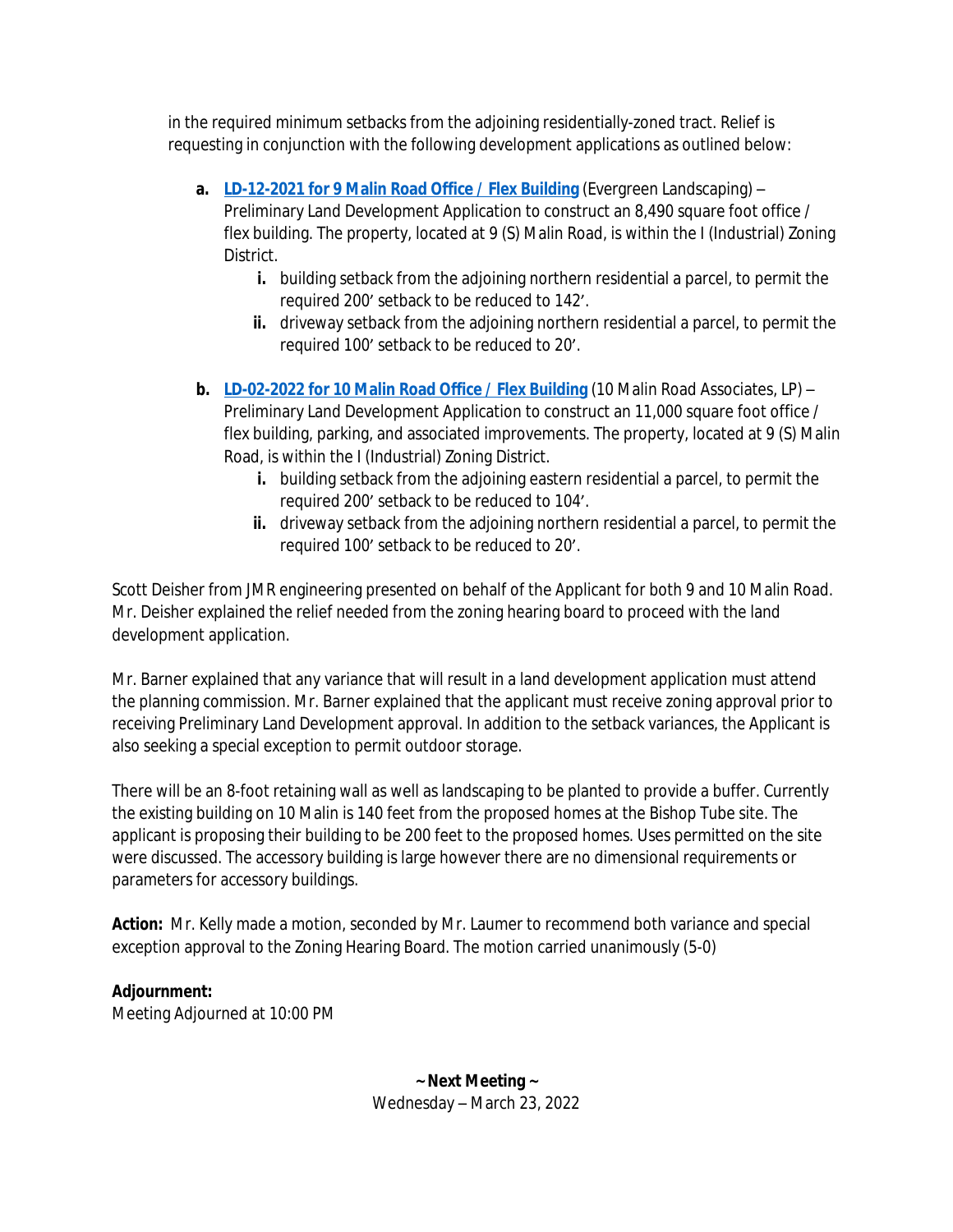in the required minimum setbacks from the adjoining residentially-zoned tract. Relief is requesting in conjunction with the following development applications as outlined below:

- **a.** **LD-12-2021 for 9 Malin Road Office / Flex Building** (Evergreen Landscaping) – Preliminary Land Development Application to construct an 8,490 square foot office / flex building. The property, located at 9 (S) Malin Road, is within the I (Industrial) Zoning District.
  - **i.** building setback from the adjoining northern residential a parcel, to permit the required 200' setback to be reduced to 142'.
  - **ii.** driveway setback from the adjoining northern residential a parcel, to permit the required 100' setback to be reduced to 20'.
- **b.** **LD-02-2022 for 10 Malin Road Office / Flex Building** (10 Malin Road Associates, LP) – Preliminary Land Development Application to construct an 11,000 square foot office / flex building, parking, and associated improvements. The property, located at 9 (S) Malin Road, is within the I (Industrial) Zoning District.
  - **i.** building setback from the adjoining eastern residential a parcel, to permit the required 200' setback to be reduced to 104'.
  - **ii.** driveway setback from the adjoining northern residential a parcel, to permit the required 100' setback to be reduced to 20'.

Scott Deisher from JMR engineering presented on behalf of the Applicant for both 9 and 10 Malin Road. Mr. Deisher explained the relief needed from the zoning hearing board to proceed with the land development application.

Mr. Barner explained that any variance that will result in a land development application must attend the planning commission. Mr. Barner explained that the applicant must receive zoning approval prior to receiving Preliminary Land Development approval. In addition to the setback variances, the Applicant is also seeking a special exception to permit outdoor storage.

There will be an 8-foot retaining wall as well as landscaping to be planted to provide a buffer. Currently the existing building on 10 Malin is 140 feet from the proposed homes at the Bishop Tube site. The applicant is proposing their building to be 200 feet to the proposed homes. Uses permitted on the site were discussed. The accessory building is large however there are no dimensional requirements or parameters for accessory buildings.

**Action:** Mr. Kelly made a motion, seconded by Mr. Laumer to recommend both variance and special exception approval to the Zoning Hearing Board. The motion carried unanimously (5-0)

**Adjournment:**
Meeting Adjourned at 10:00 PM

**~ Next Meeting ~**
Wednesday – March 23, 2022